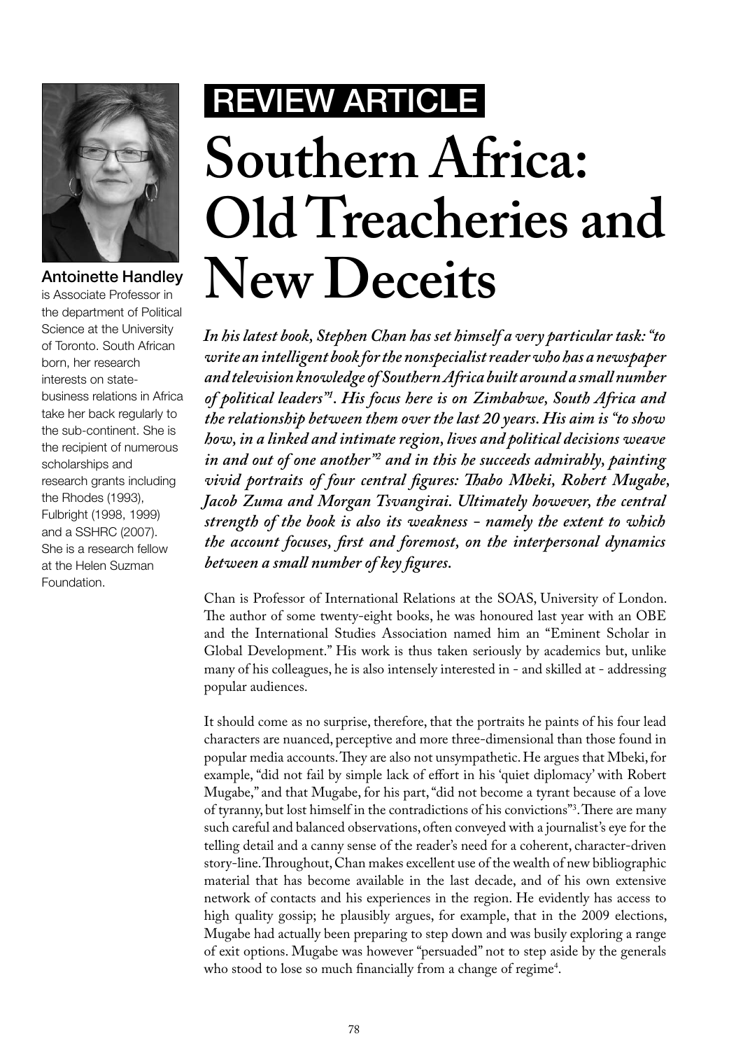REVIEW ARTICLE

# Southern Africa: Old Treacheries and New Deceits

**Antoinette Handley** is Associate Professor in the department of Political Science at the University of Toronto. South African born, her research interests on state-business relations in Africa take her back regularly to the sub-continent. She is the recipient of numerous scholarships and research grants including the Rhodes (1993), Fulbright (1998, 1999) and a SSHRC (2007). She is a research fellow at the Helen Suzman Foundation.

***In his latest book, Stephen Chan has set himself a very particular task: "to write an intelligent book for the nonspecialist reader who has a newspaper and television knowledge of Southern Africa built around a small number of political leaders"[1]. His focus here is on Zimbabwe, South Africa and the relationship between them over the last 20 years. His aim is "to show how, in a linked and intimate region, lives and political decisions weave in and out of one another"[2] and in this he succeeds admirably, painting vivid portraits of four central figures: Thabo Mbeki, Robert Mugabe, Jacob Zuma and Morgan Tsvangirai. Ultimately however, the central strength of the book is also its weakness - namely the extent to which the account focuses, first and foremost, on the interpersonal dynamics between a small number of key figures.***

Chan is Professor of International Relations at the SOAS, University of London. The author of some twenty-eight books, he was honoured last year with an OBE and the International Studies Association named him an "Eminent Scholar in Global Development." His work is thus taken seriously by academics but, unlike many of his colleagues, he is also intensely interested in - and skilled at - addressing popular audiences.

It should come as no surprise, therefore, that the portraits he paints of his four lead characters are nuanced, perceptive and more three-dimensional than those found in popular media accounts. They are also not unsympathetic. He argues that Mbeki, for example, "did not fail by simple lack of effort in his 'quiet diplomacy' with Robert Mugabe," and that Mugabe, for his part, "did not become a tyrant because of a love of tyranny, but lost himself in the contradictions of his convictions"[3]. There are many such careful and balanced observations, often conveyed with a journalist's eye for the telling detail and a canny sense of the reader's need for a coherent, character-driven story-line. Throughout, Chan makes excellent use of the wealth of new bibliographic material that has become available in the last decade, and of his own extensive network of contacts and his experiences in the region. He evidently has access to high quality gossip; he plausibly argues, for example, that in the 2009 elections, Mugabe had actually been preparing to step down and was busily exploring a range of exit options. Mugabe was however "persuaded" not to step aside by the generals who stood to lose so much financially from a change of regime[4].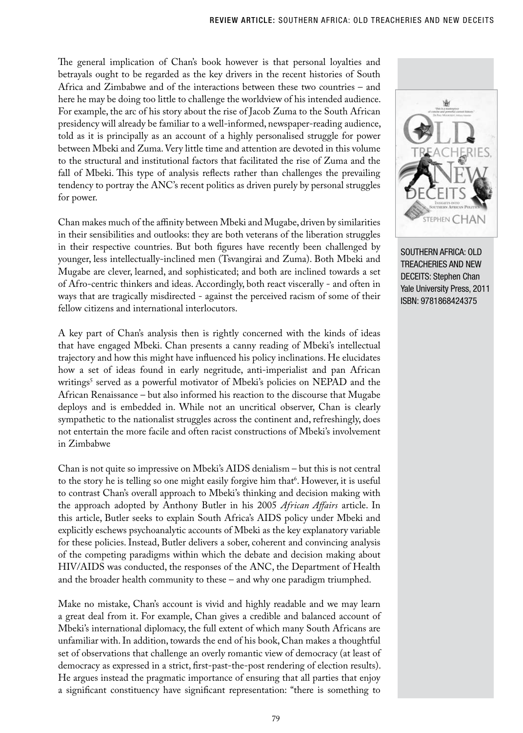The general implication of Chan's book however is that personal loyalties and betrayals ought to be regarded as the key drivers in the recent histories of South Africa and Zimbabwe and of the interactions between these two countries – and here he may be doing too little to challenge the worldview of his intended audience. For example, the arc of his story about the rise of Jacob Zuma to the South African presidency will already be familiar to a well-informed, newspaper-reading audience, told as it is principally as an account of a highly personalised struggle for power between Mbeki and Zuma. Very little time and attention are devoted in this volume to the structural and institutional factors that facilitated the rise of Zuma and the fall of Mbeki. This type of analysis reflects rather than challenges the prevailing tendency to portray the ANC's recent politics as driven purely by personal struggles for power.

Chan makes much of the affinity between Mbeki and Mugabe, driven by similarities in their sensibilities and outlooks: they are both veterans of the liberation struggles in their respective countries. But both figures have recently been challenged by younger, less intellectually-inclined men (Tsvangirai and Zuma). Both Mbeki and Mugabe are clever, learned, and sophisticated; and both are inclined towards a set of Afro-centric thinkers and ideas. Accordingly, both react viscerally - and often in ways that are tragically misdirected - against the perceived racism of some of their fellow citizens and international interlocutors.

A key part of Chan's analysis then is rightly concerned with the kinds of ideas that have engaged Mbeki. Chan presents a canny reading of Mbeki's intellectual trajectory and how this might have influenced his policy inclinations. He elucidates how a set of ideas found in early negritude, anti-imperialist and pan African writings[5] served as a powerful motivator of Mbeki's policies on NEPAD and the African Renaissance – but also informed his reaction to the discourse that Mugabe deploys and is embedded in. While not an uncritical observer, Chan is clearly sympathetic to the nationalist struggles across the continent and, refreshingly, does not entertain the more facile and often racist constructions of Mbeki's involvement in Zimbabwe

Chan is not quite so impressive on Mbeki's AIDS denialism – but this is not central to the story he is telling so one might easily forgive him that[6]. However, it is useful to contrast Chan's overall approach to Mbeki's thinking and decision making with the approach adopted by Anthony Butler in his 2005 *African Affairs* article. In this article, Butler seeks to explain South Africa's AIDS policy under Mbeki and explicitly eschews psychoanalytic accounts of Mbeki as the key explanatory variable for these policies. Instead, Butler delivers a sober, coherent and convincing analysis of the competing paradigms within which the debate and decision making about HIV/AIDS was conducted, the responses of the ANC, the Department of Health and the broader health community to these – and why one paradigm triumphed.

Make no mistake, Chan's account is vivid and highly readable and we may learn a great deal from it. For example, Chan gives a credible and balanced account of Mbeki's international diplomacy, the full extent of which many South Africans are unfamiliar with. In addition, towards the end of his book, Chan makes a thoughtful set of observations that challenge an overly romantic view of democracy (at least of democracy as expressed in a strict, first-past-the-post rendering of election results). He argues instead the pragmatic importance of ensuring that all parties that enjoy a significant constituency have significant representation: "there is something to

SOUTHERN AFRICA: OLD TREACHERIES AND NEW DECEITS: Stephen Chan
Yale University Press, 2011
ISBN: 9781868424375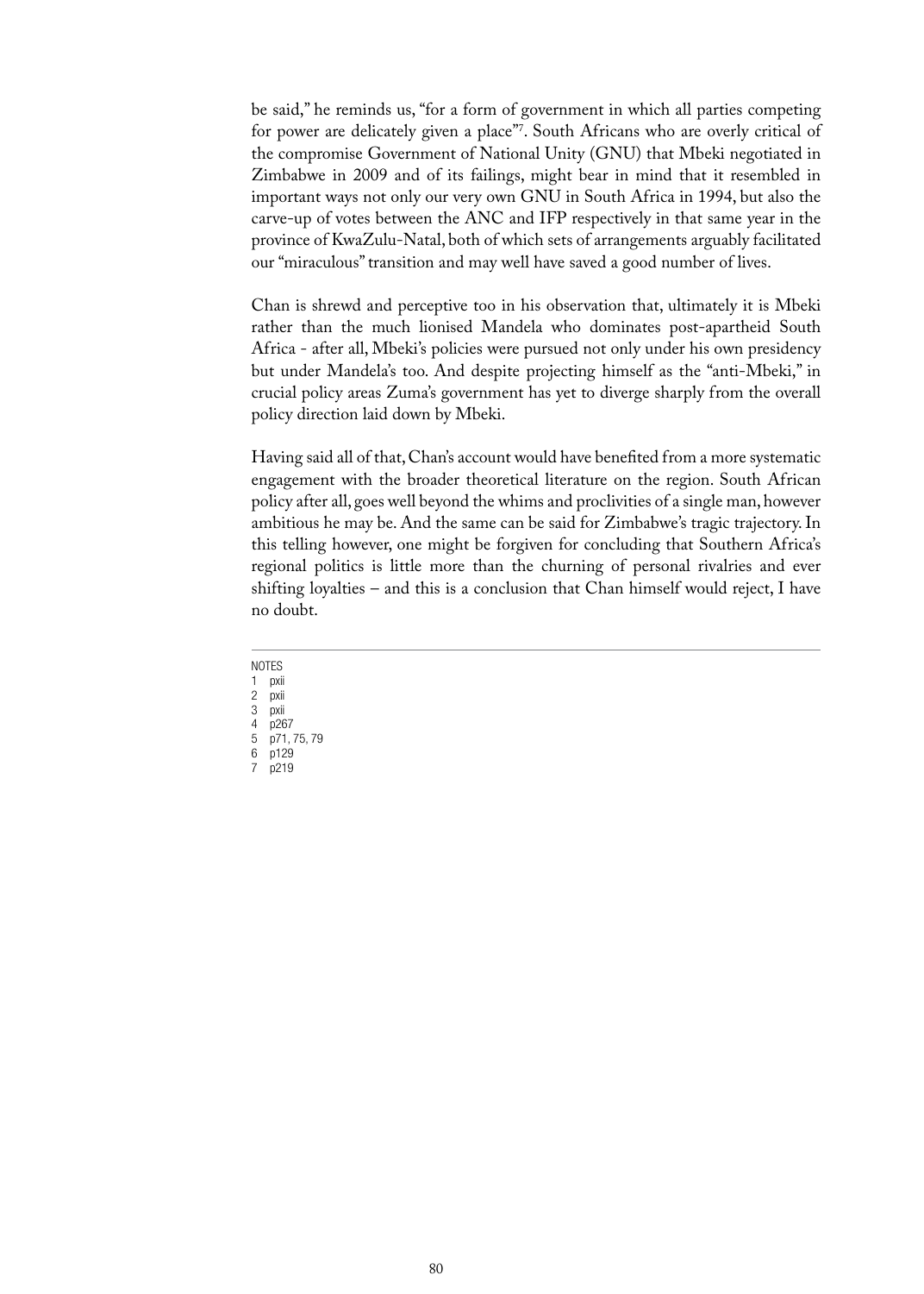be said," he reminds us, "for a form of government in which all parties competing for power are delicately given a place"[7]. South Africans who are overly critical of the compromise Government of National Unity (GNU) that Mbeki negotiated in Zimbabwe in 2009 and of its failings, might bear in mind that it resembled in important ways not only our very own GNU in South Africa in 1994, but also the carve-up of votes between the ANC and IFP respectively in that same year in the province of KwaZulu-Natal, both of which sets of arrangements arguably facilitated our "miraculous" transition and may well have saved a good number of lives.

Chan is shrewd and perceptive too in his observation that, ultimately it is Mbeki rather than the much lionised Mandela who dominates post-apartheid South Africa - after all, Mbeki's policies were pursued not only under his own presidency but under Mandela's too. And despite projecting himself as the "anti-Mbeki," in crucial policy areas Zuma's government has yet to diverge sharply from the overall policy direction laid down by Mbeki.

Having said all of that, Chan's account would have benefited from a more systematic engagement with the broader theoretical literature on the region. South African policy after all, goes well beyond the whims and proclivities of a single man, however ambitious he may be. And the same can be said for Zimbabwe's tragic trajectory. In this telling however, one might be forgiven for concluding that Southern Africa's regional politics is little more than the churning of personal rivalries and ever shifting loyalties – and this is a conclusion that Chan himself would reject, I have no doubt.

---

NOTES

1 pxii
2 pxii
3 pxii
4 p267
5 p71, 75, 79
6 p129
7 p219